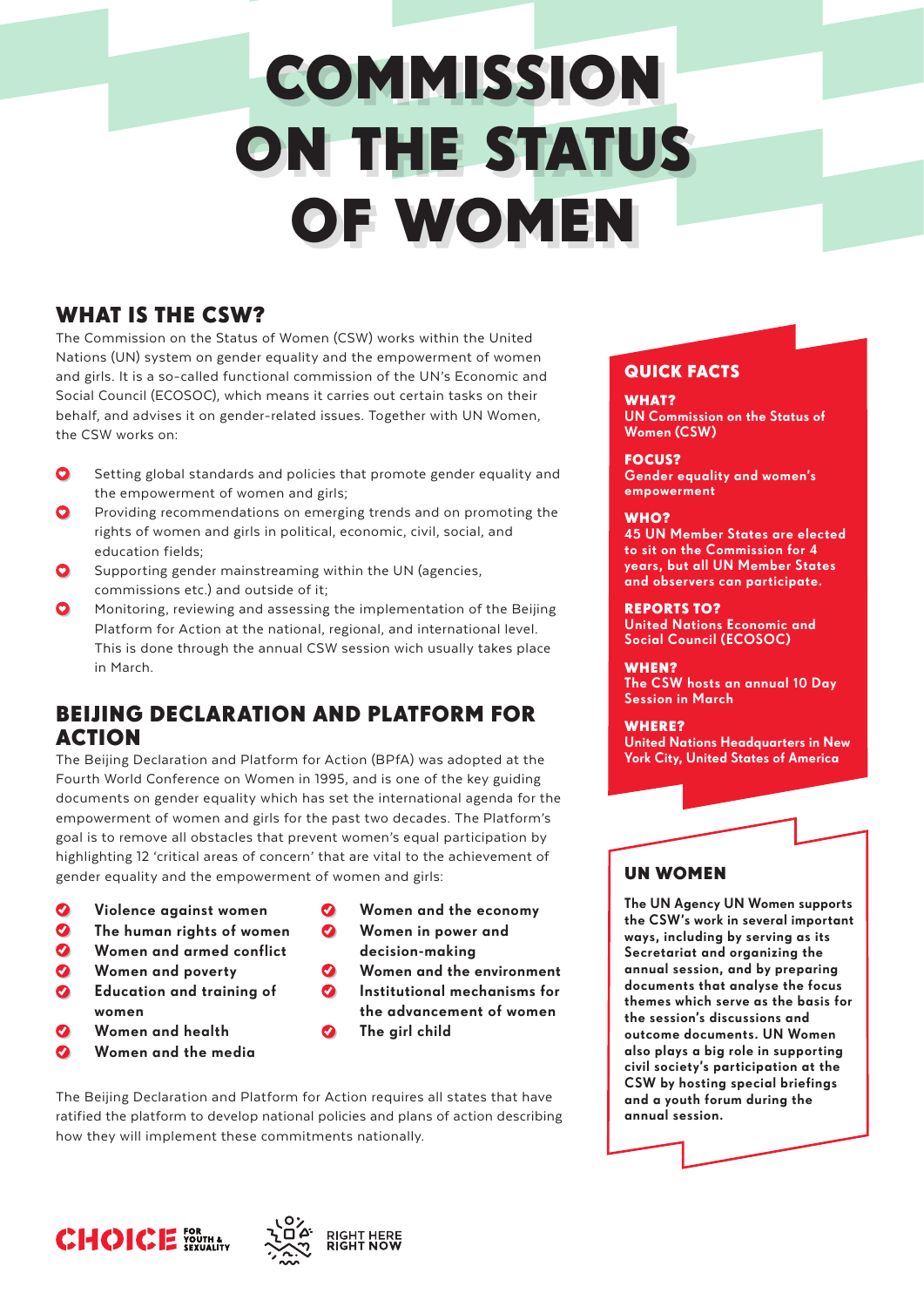# COMMISSION ON THE STATUS OF WOMEN

## WHAT IS THE CSW?

The Commission on the Status of Women (CSW) works within the United Nations (UN) system on gender equality and the empowerment of women and girls. It is a so-called functional commission of the UN's Economic and Social Council (ECOSOC), which means it carries out certain tasks on their behalf, and advises it on gender-related issues. Together with UN Women, the CSW works on:

- Setting global standards and policies that promote gender equality and the empowerment of women and girls;
- Providing recommendations on emerging trends and on promoting the rights of women and girls in political, economic, civil, social, and education fields;
- Supporting gender mainstreaming within the UN (agencies, commissions etc.) and outside of it;
- Monitoring, reviewing and assessing the implementation of the Beijing Platform for Action at the national, regional, and international level. This is done through the annual CSW session wich usually takes place in March.

## BEIJING DECLARATION AND PLATFORM FOR ACTION

The Beijing Declaration and Platform for Action (BPfA) was adopted at the Fourth World Conference on Women in 1995, and is one of the key guiding documents on gender equality which has set the international agenda for the empowerment of women and girls for the past two decades. The Platform's goal is to remove all obstacles that prevent women's equal participation by highlighting 12 'critical areas of concern' that are vital to the achievement of gender equality and the empowerment of women and girls:

- **Violence against women**
- **The human rights of women**
- **Women and armed conflict**
- **Women and poverty**
- **Education and training of women**
- **Women and health**
- **Women and the media**
- **Women and the economy**
- **Women in power and decision-making**
- **Women and the environment**
- **Institutional mechanisms for the advancement of women**
- **The girl child**

The Beijing Declaration and Platform for Action requires all states that have ratified the platform to develop national policies and plans of action describing how they will implement these commitments nationally.

## QUICK FACTS

**WHAT?**
UN Commission on the Status of Women (CSW)

**FOCUS?**
Gender equality and women's empowerment

**WHO?**
45 UN Member States are elected to sit on the Commission for 4 years, but all UN Member States and observers can participate.

**REPORTS TO?**
United Nations Economic and Social Council (ECOSOC)

**WHEN?**
The CSW hosts an annual 10 Day Session in March

**WHERE?**
United Nations Headquarters in New York City, United States of America

## UN WOMEN

**The UN Agency UN Women supports the CSW's work in several important ways, including by serving as its Secretariat and organizing the annual session, and by preparing documents that analyse the focus themes which serve as the basis for the session's discussions and outcome documents. UN Women also plays a big role in supporting civil society's participation at the CSW by hosting special briefings and a youth forum during the annual session.**

CHOICE FOR YOUTH & SEXUALITY

RIGHT HERE RIGHT NOW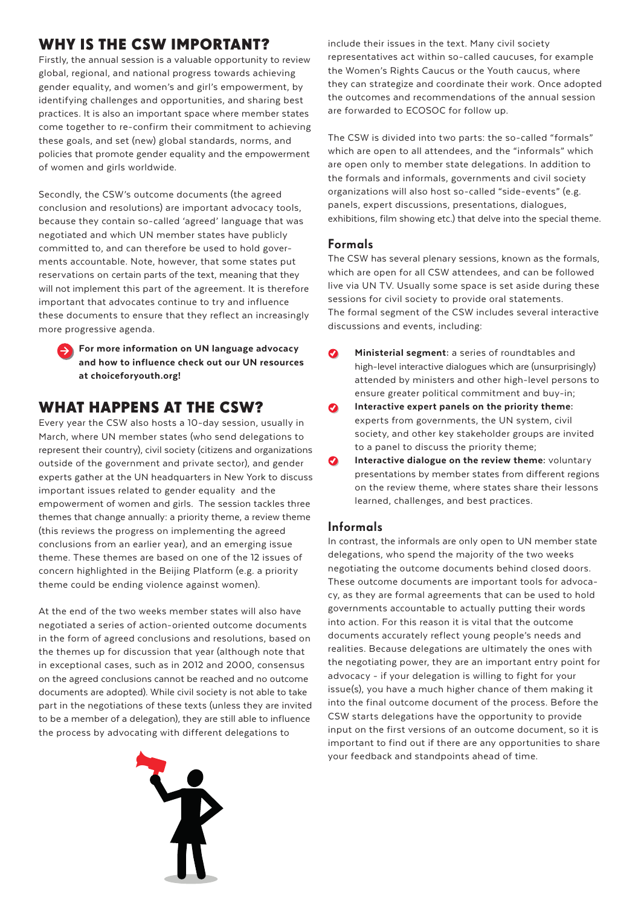## WHY IS THE CSW IMPORTANT?

Firstly, the annual session is a valuable opportunity to review global, regional, and national progress towards achieving gender equality, and women's and girl's empowerment, by identifying challenges and opportunities, and sharing best practices. It is also an important space where member states come together to re-confirm their commitment to achieving these goals, and set (new) global standards, norms, and policies that promote gender equality and the empowerment of women and girls worldwide.

Secondly, the CSW's outcome documents (the agreed conclusion and resolutions) are important advocacy tools, because they contain so-called 'agreed' language that was negotiated and which UN member states have publicly committed to, and can therefore be used to hold governments accountable. Note, however, that some states put reservations on certain parts of the text, meaning that they will not implement this part of the agreement. It is therefore important that advocates continue to try and influence these documents to ensure that they reflect an increasingly more progressive agenda.

**For more information on UN language advocacy and how to influence check out our UN resources at choiceforyouth.org!**

## WHAT HAPPENS AT THE CSW?

Every year the CSW also hosts a 10-day session, usually in March, where UN member states (who send delegations to represent their country), civil society (citizens and organizations outside of the government and private sector), and gender experts gather at the UN headquarters in New York to discuss important issues related to gender equality and the empowerment of women and girls. The session tackles three themes that change annually: a priority theme, a review theme (this reviews the progress on implementing the agreed conclusions from an earlier year), and an emerging issue theme. These themes are based on one of the 12 issues of concern highlighted in the Beijing Platform (e.g. a priority theme could be ending violence against women).

At the end of the two weeks member states will also have negotiated a series of action-oriented outcome documents in the form of agreed conclusions and resolutions, based on the themes up for discussion that year (although note that in exceptional cases, such as in 2012 and 2000, consensus on the agreed conclusions cannot be reached and no outcome documents are adopted). While civil society is not able to take part in the negotiations of these texts (unless they are invited to be a member of a delegation), they are still able to influence the process by advocating with different delegations to include their issues in the text. Many civil society representatives act within so-called caucuses, for example the Women's Rights Caucus or the Youth caucus, where they can strategize and coordinate their work. Once adopted the outcomes and recommendations of the annual session are forwarded to ECOSOC for follow up.

The CSW is divided into two parts: the so-called "formals" which are open to all attendees, and the "informals" which are open only to member state delegations. In addition to the formals and informals, governments and civil society organizations will also host so-called "side-events" (e.g. panels, expert discussions, presentations, dialogues, exhibitions, film showing etc.) that delve into the special theme.

### Formals

The CSW has several plenary sessions, known as the formals, which are open for all CSW attendees, and can be followed live via UN TV. Usually some space is set aside during these sessions for civil society to provide oral statements.
The formal segment of the CSW includes several interactive discussions and events, including:

- **Ministerial segment:** a series of roundtables and high-level interactive dialogues which are (unsurprisingly) attended by ministers and other high-level persons to ensure greater political commitment and buy-in;
- **Interactive expert panels on the priority theme:** experts from governments, the UN system, civil society, and other key stakeholder groups are invited to a panel to discuss the priority theme;
- **Interactive dialogue on the review theme:** voluntary presentations by member states from different regions on the review theme, where states share their lessons learned, challenges, and best practices.

### Informals

In contrast, the informals are only open to UN member state delegations, who spend the majority of the two weeks negotiating the outcome documents behind closed doors. These outcome documents are important tools for advocacy, as they are formal agreements that can be used to hold governments accountable to actually putting their words into action. For this reason it is vital that the outcome documents accurately reflect young people's needs and realities. Because delegations are ultimately the ones with the negotiating power, they are an important entry point for advocacy - if your delegation is willing to fight for your issue(s), you have a much higher chance of them making it into the final outcome document of the process. Before the CSW starts delegations have the opportunity to provide input on the first versions of an outcome document, so it is important to find out if there are any opportunities to share your feedback and standpoints ahead of time.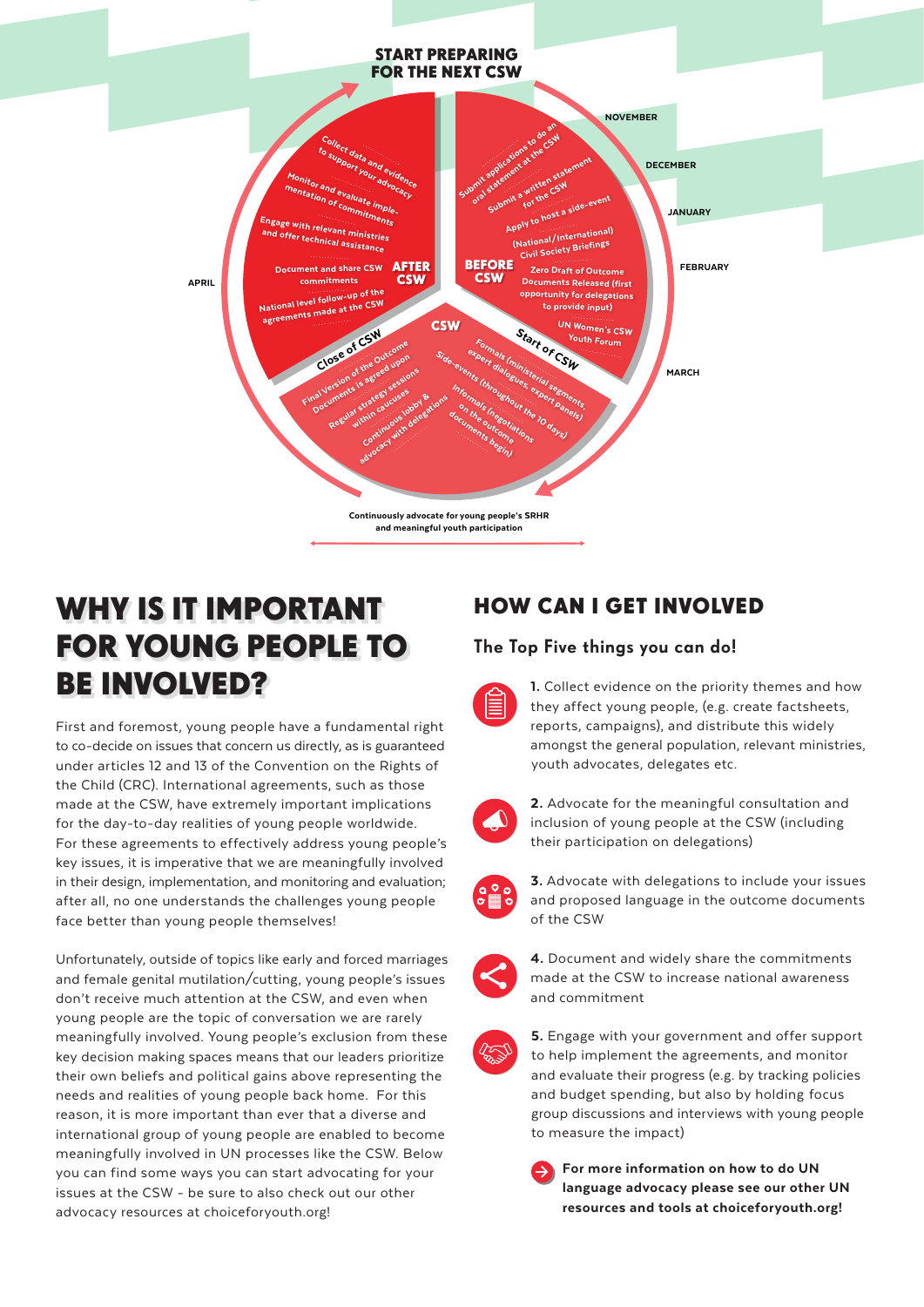**START PREPARING FOR THE NEXT CSW**

**BEFORE CSW**

- NOVEMBER
- Submit applications to do an oral statement at the CSW
- DECEMBER
- Submit a written statement for the CSW
- JANUARY
- Apply to host a side-event
- (National/International) Civil Society Briefings
- FEBRUARY
- Zero Draft of Outcome Documents Released (first opportunity for delegations to provide input)
- UN Women's CSW Youth Forum
- MARCH

**CSW**

- Start of CSW
- Formals (ministerial segments, expert dialogues, expert panels)
- Side-events (throughout the 10 days)
- Informals (negotiations on the outcome documents begin)
- Continuous lobby & advocacy with delegations
- Regular strategy sessions within caucuses
- Final Version of the Outcome Documents is agreed upon
- Close of CSW

**AFTER CSW**

- APRIL
- National level follow-up of the agreements made at the CSW
- Document and share CSW commitments
- Engage with relevant ministries and offer technical assistance
- Monitor and evaluate implementation of commitments
- Collect data and evidence to support your advocacy

Continuously advocate for young people's SRHR and meaningful youth participation

# WHY IS IT IMPORTANT FOR YOUNG PEOPLE TO BE INVOLVED?

First and foremost, young people have a fundamental right to co-decide on issues that concern us directly, as is guaranteed under articles 12 and 13 of the Convention on the Rights of the Child (CRC). International agreements, such as those made at the CSW, have extremely important implications for the day-to-day realities of young people worldwide. For these agreements to effectively address young people's key issues, it is imperative that we are meaningfully involved in their design, implementation, and monitoring and evaluation; after all, no one understands the challenges young people face better than young people themselves!

Unfortunately, outside of topics like early and forced marriages and female genital mutilation/cutting, young people's issues don't receive much attention at the CSW, and even when young people are the topic of conversation we are rarely meaningfully involved. Young people's exclusion from these key decision making spaces means that our leaders prioritize their own beliefs and political gains above representing the needs and realities of young people back home. For this reason, it is more important than ever that a diverse and international group of young people are enabled to become meaningfully involved in UN processes like the CSW. Below you can find some ways you can start advocating for your issues at the CSW - be sure to also check out our other advocacy resources at choiceforyouth.org!

# HOW CAN I GET INVOLVED

## The Top Five things you can do!

**1.** Collect evidence on the priority themes and how they affect young people, (e.g. create factsheets, reports, campaigns), and distribute this widely amongst the general population, relevant ministries, youth advocates, delegates etc.

**2.** Advocate for the meaningful consultation and inclusion of young people at the CSW (including their participation on delegations)

**3.** Advocate with delegations to include your issues and proposed language in the outcome documents of the CSW

**4.** Document and widely share the commitments made at the CSW to increase national awareness and commitment

**5.** Engage with your government and offer support to help implement the agreements, and monitor and evaluate their progress (e.g. by tracking policies and budget spending, but also by holding focus group discussions and interviews with young people to measure the impact)

**For more information on how to do UN language advocacy please see our other UN resources and tools at choiceforyouth.org!**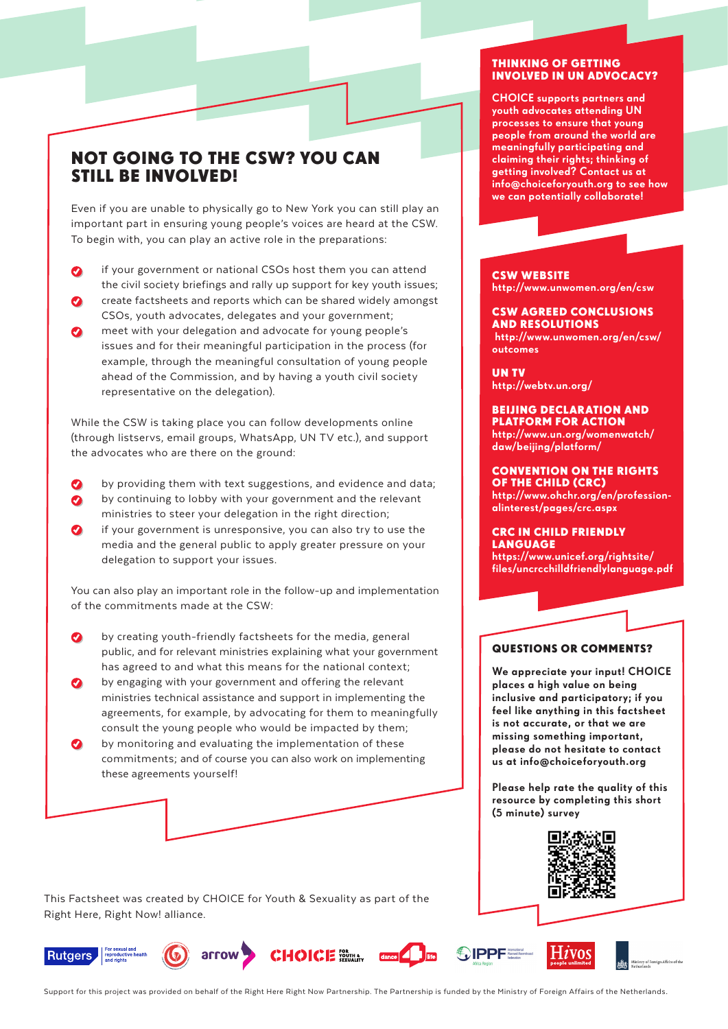## NOT GOING TO THE CSW? YOU CAN STILL BE INVOLVED!

Even if you are unable to physically go to New York you can still play an important part in ensuring young people's voices are heard at the CSW. To begin with, you can play an active role in the preparations:

- if your government or national CSOs host them you can attend the civil society briefings and rally up support for key youth issues;
- create factsheets and reports which can be shared widely amongst CSOs, youth advocates, delegates and your government;
- meet with your delegation and advocate for young people's issues and for their meaningful participation in the process (for example, through the meaningful consultation of young people ahead of the Commission, and by having a youth civil society representative on the delegation).

While the CSW is taking place you can follow developments online (through listservs, email groups, WhatsApp, UN TV etc.), and support the advocates who are there on the ground:

- by providing them with text suggestions, and evidence and data;
- by continuing to lobby with your government and the relevant ministries to steer your delegation in the right direction;
- if your government is unresponsive, you can also try to use the media and the general public to apply greater pressure on your delegation to support your issues.

You can also play an important role in the follow-up and implementation of the commitments made at the CSW:

- by creating youth-friendly factsheets for the media, general public, and for relevant ministries explaining what your government has agreed to and what this means for the national context;
- by engaging with your government and offering the relevant ministries technical assistance and support in implementing the agreements, for example, by advocating for them to meaningfully consult the young people who would be impacted by them;
- by monitoring and evaluating the implementation of these commitments; and of course you can also work on implementing these agreements yourself!

### THINKING OF GETTING INVOLVED IN UN ADVOCACY?

**CHOICE supports partners and youth advocates attending UN processes to ensure that young people from around the world are meaningfully participating and claiming their rights; thinking of getting involved? Contact us at info@choiceforyouth.org to see how we can potentially collaborate!**

### CSW WEBSITE
http://www.unwomen.org/en/csw

### CSW AGREED CONCLUSIONS AND RESOLUTIONS
http://www.unwomen.org/en/csw/outcomes

### UN TV
http://webtv.un.org/

### BEIJING DECLARATION AND PLATFORM FOR ACTION
http://www.un.org/womenwatch/daw/beijing/platform/

### CONVENTION ON THE RIGHTS OF THE CHILD (CRC)
http://www.ohchr.org/en/professionalinterest/pages/crc.aspx

### CRC IN CHILD FRIENDLY LANGUAGE
https://www.unicef.org/rightsite/files/uncrcchilldfriendlylanguage.pdf

### QUESTIONS OR COMMENTS?

**We appreciate your input! CHOICE places a high value on being inclusive and participatory; if you feel like anything in this factsheet is not accurate, or that we are missing something important, please do not hesitate to contact us at info@choiceforyouth.org**

**Please help rate the quality of this resource by completing this short (5 minute) survey**

This Factsheet was created by CHOICE for Youth & Sexuality as part of the Right Here, Right Now! alliance.

Support for this project was provided on behalf of the Right Here Right Now Partnership. The Partnership is funded by the Ministry of Foreign Affairs of the Netherlands.